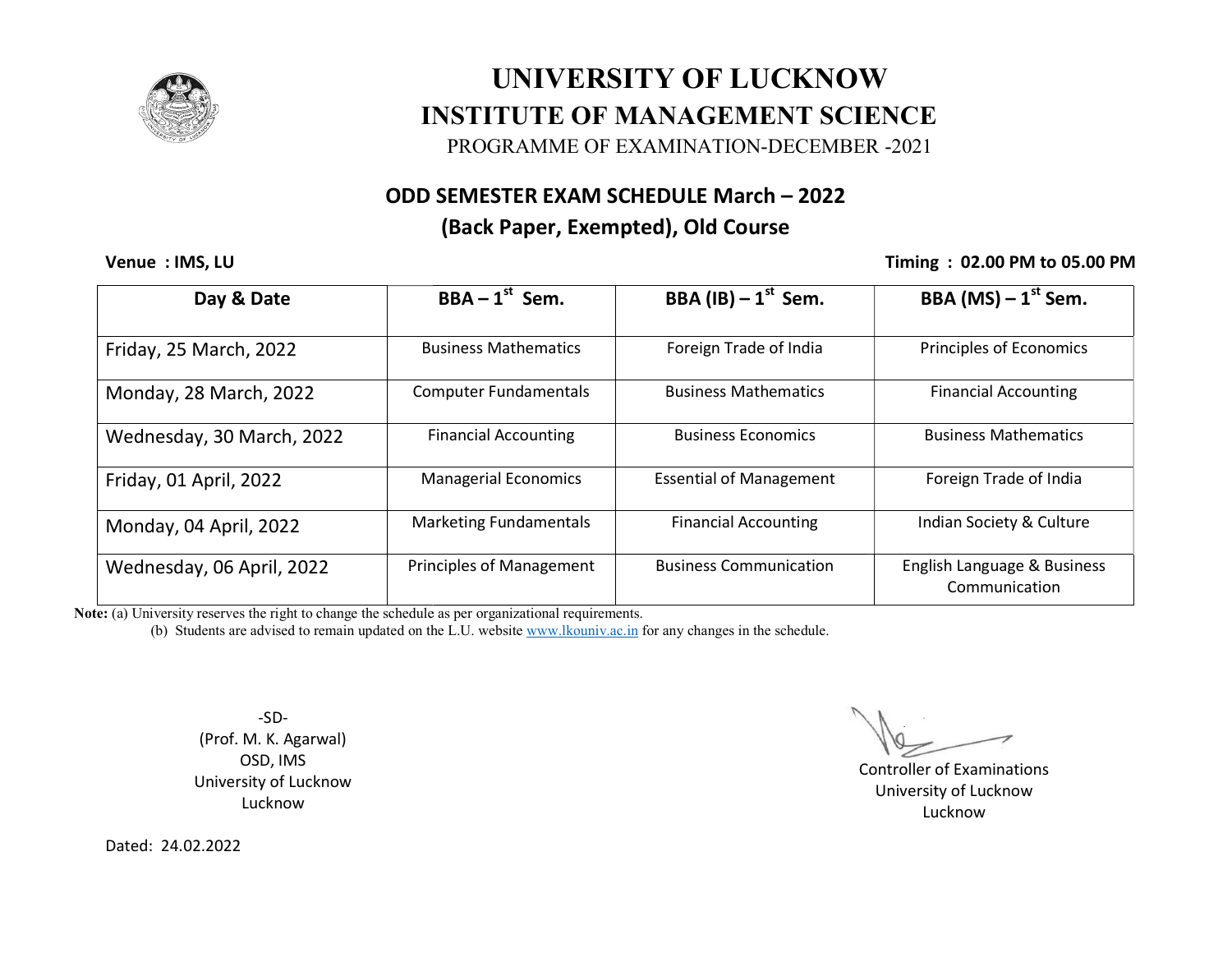# UNIVERSITY OF LUCKNOW

## INSTITUTE OF MANAGEMENT SCIENCE

PROGRAMME OF EXAMINATION-DECEMBER -2021

### ODD SEMESTER EXAM SCHEDULE March – 2022

### (Back Paper, Exempted), Old Course

**Venue : IMS, LU** **Timing : 02.00 PM to 05.00 PM**

| Day & Date | BBA – 1st Sem. | BBA (IB) – 1st Sem. | BBA (MS) – 1st Sem. |
|---|---|---|---|
| Friday, 25 March, 2022 | Business Mathematics | Foreign Trade of India | Principles of Economics |
| Monday, 28 March, 2022 | Computer Fundamentals | Business Mathematics | Financial Accounting |
| Wednesday, 30 March, 2022 | Financial Accounting | Business Economics | Business Mathematics |
| Friday, 01 April, 2022 | Managerial Economics | Essential of Management | Foreign Trade of India |
| Monday, 04 April, 2022 | Marketing Fundamentals | Financial Accounting | Indian Society & Culture |
| Wednesday, 06 April, 2022 | Principles of Management | Business Communication | English Language & Business Communication |

**Note:** (a) University reserves the right to change the schedule as per organizational requirements.

(b) Students are advised to remain updated on the L.U. website www.lkouniv.ac.in for any changes in the schedule.

-SD-
(Prof. M. K. Agarwal)
OSD, IMS
University of Lucknow
Lucknow

Controller of Examinations
University of Lucknow
Lucknow

Dated: 24.02.2022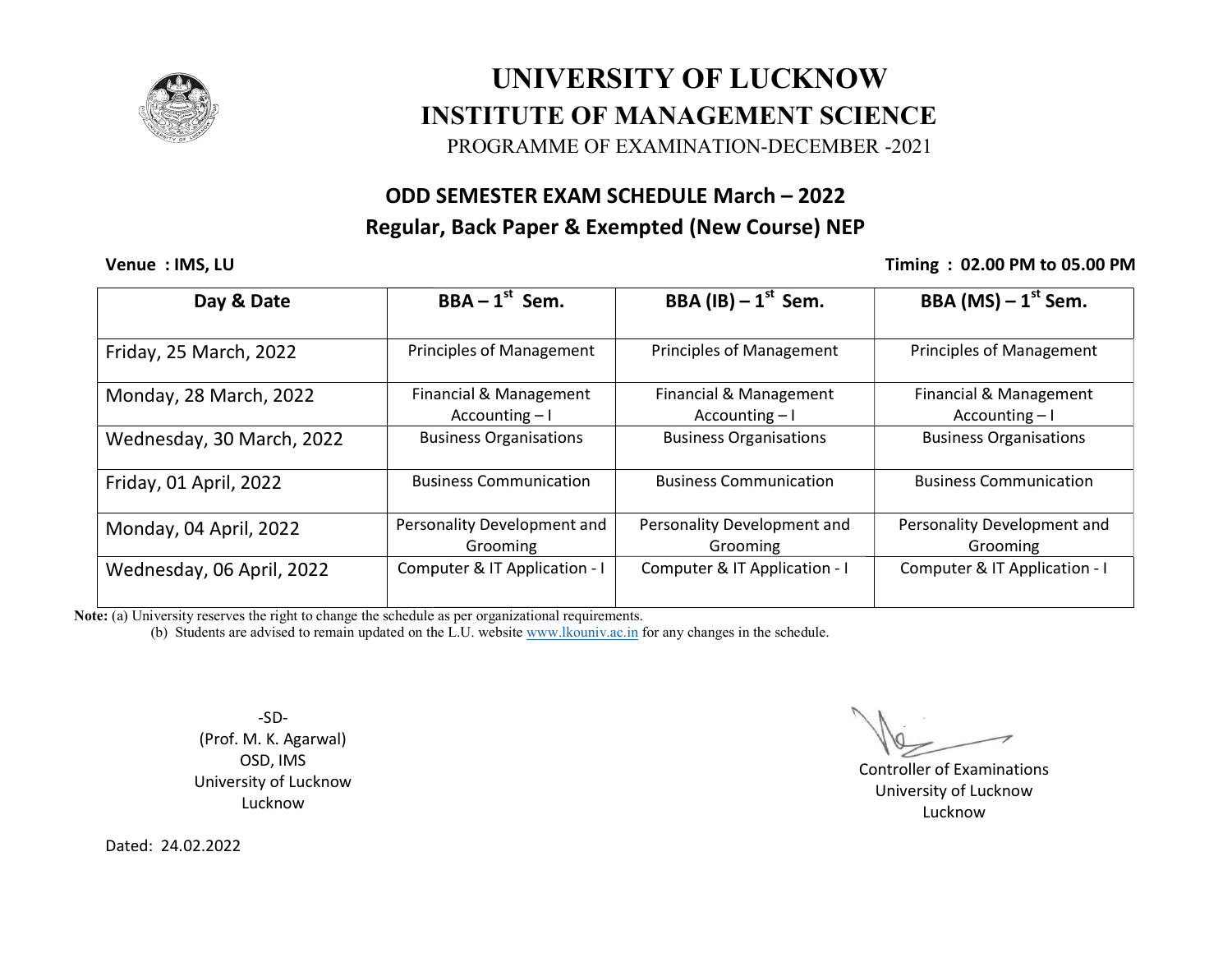# UNIVERSITY OF LUCKNOW

## INSTITUTE OF MANAGEMENT SCIENCE

PROGRAMME OF EXAMINATION-DECEMBER -2021

### ODD SEMESTER EXAM SCHEDULE March – 2022

### Regular, Back Paper & Exempted (New Course) NEP

**Venue : IMS, LU** **Timing : 02.00 PM to 05.00 PM**

| Day & Date | BBA – 1st Sem. | BBA (IB) – 1st Sem. | BBA (MS) – 1st Sem. |
|---|---|---|---|
| Friday, 25 March, 2022 | Principles of Management | Principles of Management | Principles of Management |
| Monday, 28 March, 2022 | Financial & Management Accounting – I | Financial & Management Accounting – I | Financial & Management Accounting – I |
| Wednesday, 30 March, 2022 | Business Organisations | Business Organisations | Business Organisations |
| Friday, 01 April, 2022 | Business Communication | Business Communication | Business Communication |
| Monday, 04 April, 2022 | Personality Development and Grooming | Personality Development and Grooming | Personality Development and Grooming |
| Wednesday, 06 April, 2022 | Computer & IT Application - I | Computer & IT Application - I | Computer & IT Application - I |

**Note:** (a) University reserves the right to change the schedule as per organizational requirements.
(b) Students are advised to remain updated on the L.U. website www.lkouniv.ac.in for any changes in the schedule.

-SD-
(Prof. M. K. Agarwal)
OSD, IMS
University of Lucknow
Lucknow

Controller of Examinations
University of Lucknow
Lucknow

Dated: 24.02.2022